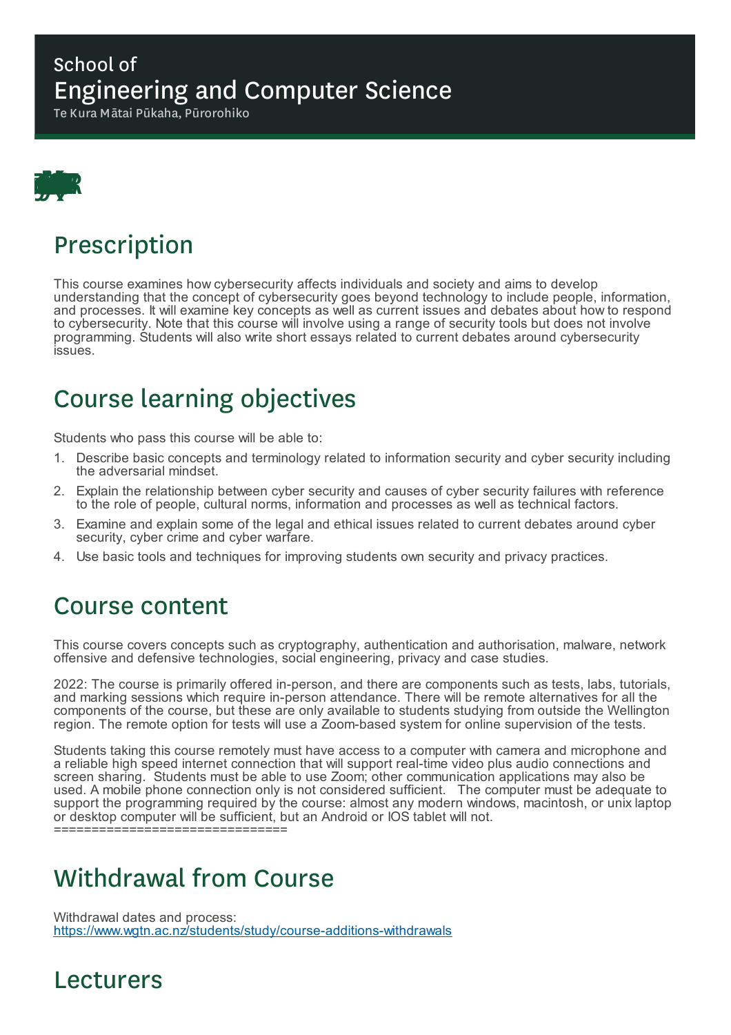School of

# Engineering and Computer Science

Te Kura Mātai Pūkaha, Pūrorohiko

## Prescription

This course examines how cybersecurity affects individuals and society and aims to develop understanding that the concept of cybersecurity goes beyond technology to include people, information, and processes. It will examine key concepts as well as current issues and debates about how to respond to cybersecurity. Note that this course will involve using a range of security tools but does not involve programming. Students will also write short essays related to current debates around cybersecurity issues.

## Course learning objectives

Students who pass this course will be able to:

1. Describe basic concepts and terminology related to information security and cyber security including the adversarial mindset.
2. Explain the relationship between cyber security and causes of cyber security failures with reference to the role of people, cultural norms, information and processes as well as technical factors.
3. Examine and explain some of the legal and ethical issues related to current debates around cyber security, cyber crime and cyber warfare.
4. Use basic tools and techniques for improving students own security and privacy practices.

## Course content

This course covers concepts such as cryptography, authentication and authorisation, malware, network offensive and defensive technologies, social engineering, privacy and case studies.

2022: The course is primarily offered in-person, and there are components such as tests, labs, tutorials, and marking sessions which require in-person attendance. There will be remote alternatives for all the components of the course, but these are only available to students studying from outside the Wellington region. The remote option for tests will use a Zoom-based system for online supervision of the tests.

Students taking this course remotely must have access to a computer with camera and microphone and a reliable high speed internet connection that will support real-time video plus audio connections and screen sharing. Students must be able to use Zoom; other communication applications may also be used. A mobile phone connection only is not considered sufficient. The computer must be adequate to support the programming required by the course: almost any modern windows, macintosh, or unix laptop or desktop computer will be sufficient, but an Android or IOS tablet will not.
==============================

## Withdrawal from Course

Withdrawal dates and process:
https://www.wgtn.ac.nz/students/study/course-additions-withdrawals

## Lecturers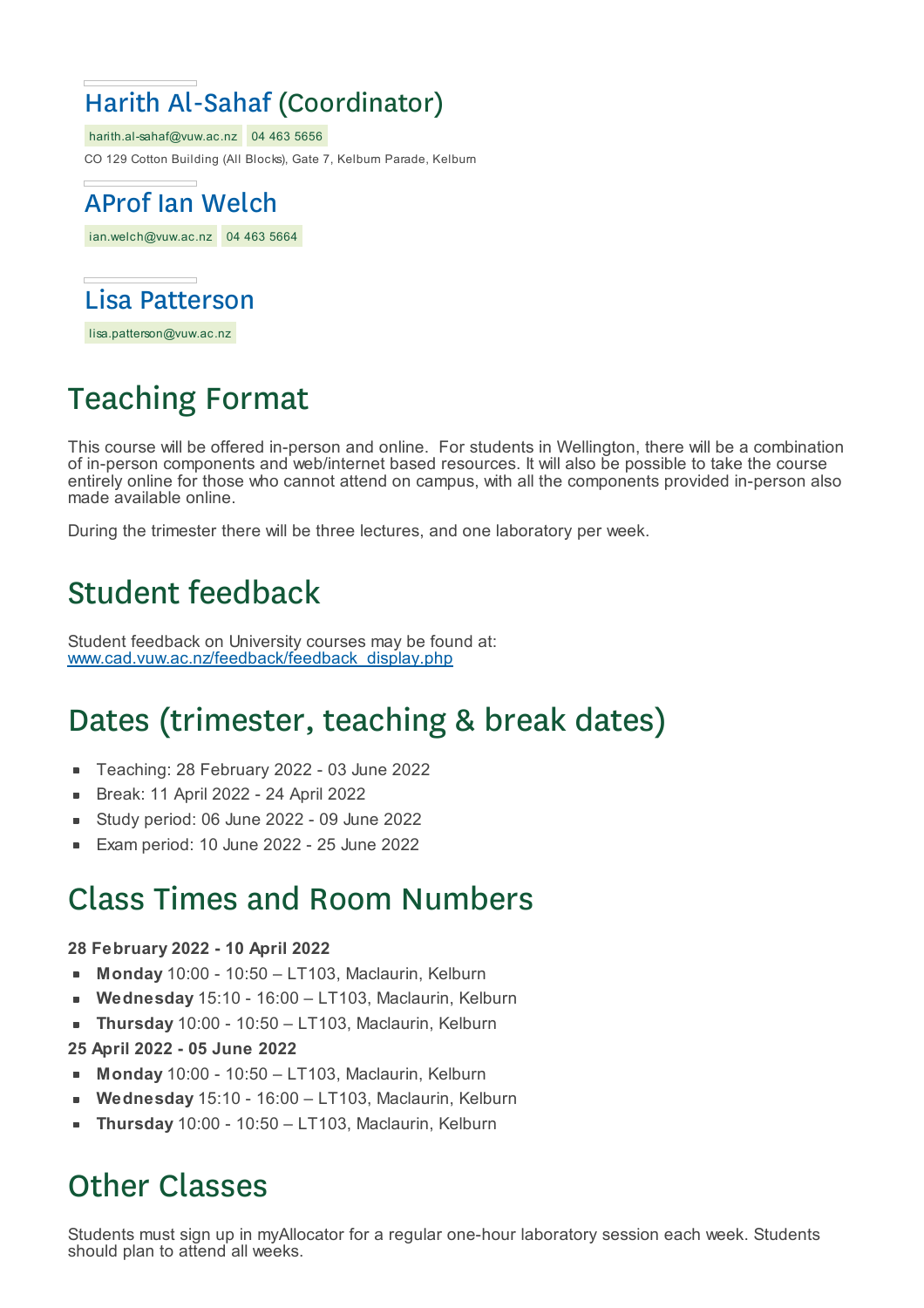### Harith Al-Sahaf (Coordinator)

harith.al-sahaf@vuw.ac.nz 04 463 5656

CO 129 Cotton Building (All Blocks), Gate 7, Kelburn Parade, Kelburn

### AProf Ian Welch

ian.welch@vuw.ac.nz 04 463 5664

### Lisa Patterson

lisa.patterson@vuw.ac.nz

## Teaching Format

This course will be offered in-person and online. For students in Wellington, there will be a combination of in-person components and web/internet based resources. It will also be possible to take the course entirely online for those who cannot attend on campus, with all the components provided in-person also made available online.

During the trimester there will be three lectures, and one laboratory per week.

## Student feedback

Student feedback on University courses may be found at: [www.cad.vuw.ac.nz/feedback/feedback_display.php](www.cad.vuw.ac.nz/feedback/feedback_display.php)

## Dates (trimester, teaching & break dates)

- Teaching: 28 February 2022 - 03 June 2022
- Break: 11 April 2022 - 24 April 2022
- Study period: 06 June 2022 - 09 June 2022
- Exam period: 10 June 2022 - 25 June 2022

## Class Times and Room Numbers

**28 February 2022 - 10 April 2022**

- **Monday** 10:00 - 10:50 – LT103, Maclaurin, Kelburn
- **Wednesday** 15:10 - 16:00 – LT103, Maclaurin, Kelburn
- **Thursday** 10:00 - 10:50 – LT103, Maclaurin, Kelburn

**25 April 2022 - 05 June 2022**

- **Monday** 10:00 - 10:50 – LT103, Maclaurin, Kelburn
- **Wednesday** 15:10 - 16:00 – LT103, Maclaurin, Kelburn
- **Thursday** 10:00 - 10:50 – LT103, Maclaurin, Kelburn

## Other Classes

Students must sign up in myAllocator for a regular one-hour laboratory session each week. Students should plan to attend all weeks.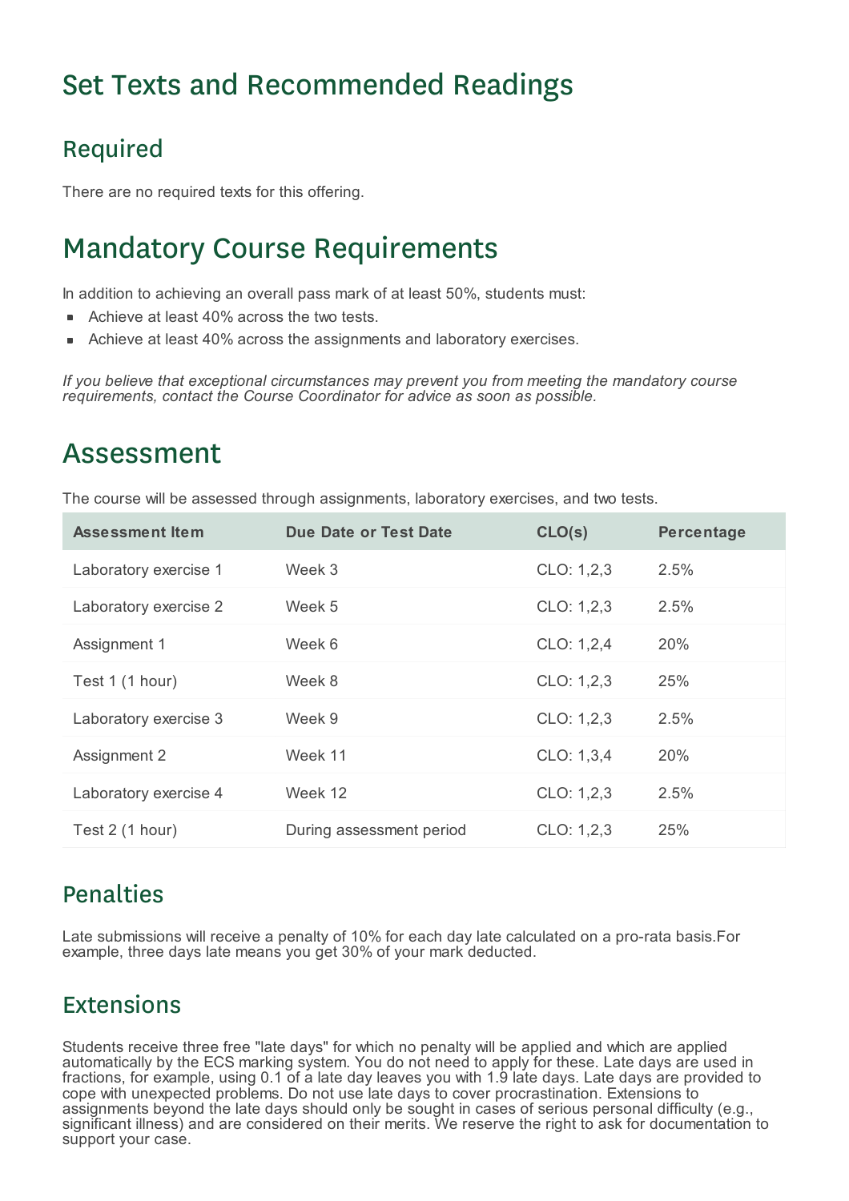# Set Texts and Recommended Readings

## Required

There are no required texts for this offering.

# Mandatory Course Requirements

In addition to achieving an overall pass mark of at least 50%, students must:

- Achieve at least 40% across the two tests.
- Achieve at least 40% across the assignments and laboratory exercises.

*If you believe that exceptional circumstances may prevent you from meeting the mandatory course requirements, contact the Course Coordinator for advice as soon as possible.*

# Assessment

The course will be assessed through assignments, laboratory exercises, and two tests.

| Assessment Item | Due Date or Test Date | CLO(s) | Percentage |
|---|---|---|---|
| Laboratory exercise 1 | Week 3 | CLO: 1,2,3 | 2.5% |
| Laboratory exercise 2 | Week 5 | CLO: 1,2,3 | 2.5% |
| Assignment 1 | Week 6 | CLO: 1,2,4 | 20% |
| Test 1 (1 hour) | Week 8 | CLO: 1,2,3 | 25% |
| Laboratory exercise 3 | Week 9 | CLO: 1,2,3 | 2.5% |
| Assignment 2 | Week 11 | CLO: 1,3,4 | 20% |
| Laboratory exercise 4 | Week 12 | CLO: 1,2,3 | 2.5% |
| Test 2 (1 hour) | During assessment period | CLO: 1,2,3 | 25% |

## Penalties

Late submissions will receive a penalty of 10% for each day late calculated on a pro-rata basis.For example, three days late means you get 30% of your mark deducted.

## Extensions

Students receive three free "late days" for which no penalty will be applied and which are applied automatically by the ECS marking system. You do not need to apply for these. Late days are used in fractions, for example, using 0.1 of a late day leaves you with 1.9 late days. Late days are provided to cope with unexpected problems. Do not use late days to cover procrastination. Extensions to assignments beyond the late days should only be sought in cases of serious personal difficulty (e.g., significant illness) and are considered on their merits. We reserve the right to ask for documentation to support your case.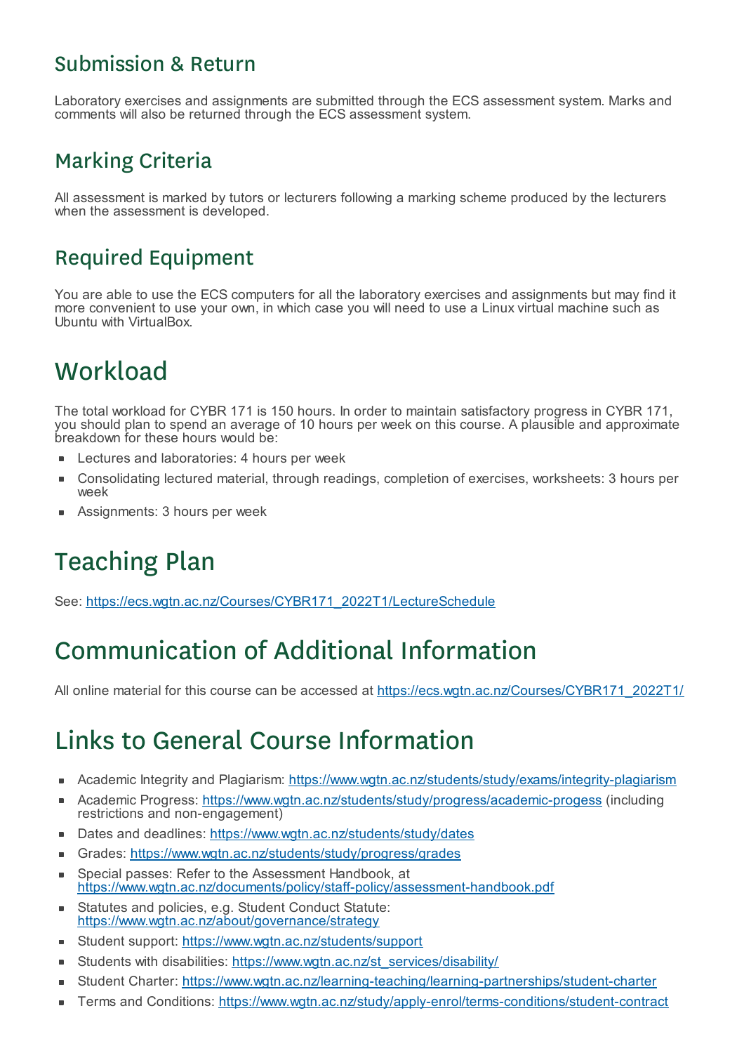## Submission & Return

Laboratory exercises and assignments are submitted through the ECS assessment system. Marks and comments will also be returned through the ECS assessment system.

## Marking Criteria

All assessment is marked by tutors or lecturers following a marking scheme produced by the lecturers when the assessment is developed.

## Required Equipment

You are able to use the ECS computers for all the laboratory exercises and assignments but may find it more convenient to use your own, in which case you will need to use a Linux virtual machine such as Ubuntu with VirtualBox.

# Workload

The total workload for CYBR 171 is 150 hours. In order to maintain satisfactory progress in CYBR 171, you should plan to spend an average of 10 hours per week on this course. A plausible and approximate breakdown for these hours would be:

- Lectures and laboratories: 4 hours per week
- Consolidating lectured material, through readings, completion of exercises, worksheets: 3 hours per week
- Assignments: 3 hours per week

# Teaching Plan

See: https://ecs.wgtn.ac.nz/Courses/CYBR171_2022T1/LectureSchedule

# Communication of Additional Information

All online material for this course can be accessed at https://ecs.wgtn.ac.nz/Courses/CYBR171_2022T1/

# Links to General Course Information

- Academic Integrity and Plagiarism: https://www.wgtn.ac.nz/students/study/exams/integrity-plagiarism
- Academic Progress: https://www.wgtn.ac.nz/students/study/progress/academic-progess (including restrictions and non-engagement)
- Dates and deadlines: https://www.wgtn.ac.nz/students/study/dates
- Grades: https://www.wgtn.ac.nz/students/study/progress/grades
- Special passes: Refer to the Assessment Handbook, at https://www.wgtn.ac.nz/documents/policy/staff-policy/assessment-handbook.pdf
- Statutes and policies, e.g. Student Conduct Statute: https://www.wgtn.ac.nz/about/governance/strategy
- Student support: https://www.wgtn.ac.nz/students/support
- Students with disabilities: https://www.wgtn.ac.nz/st_services/disability/
- Student Charter: https://www.wgtn.ac.nz/learning-teaching/learning-partnerships/student-charter
- Terms and Conditions: https://www.wgtn.ac.nz/study/apply-enrol/terms-conditions/student-contract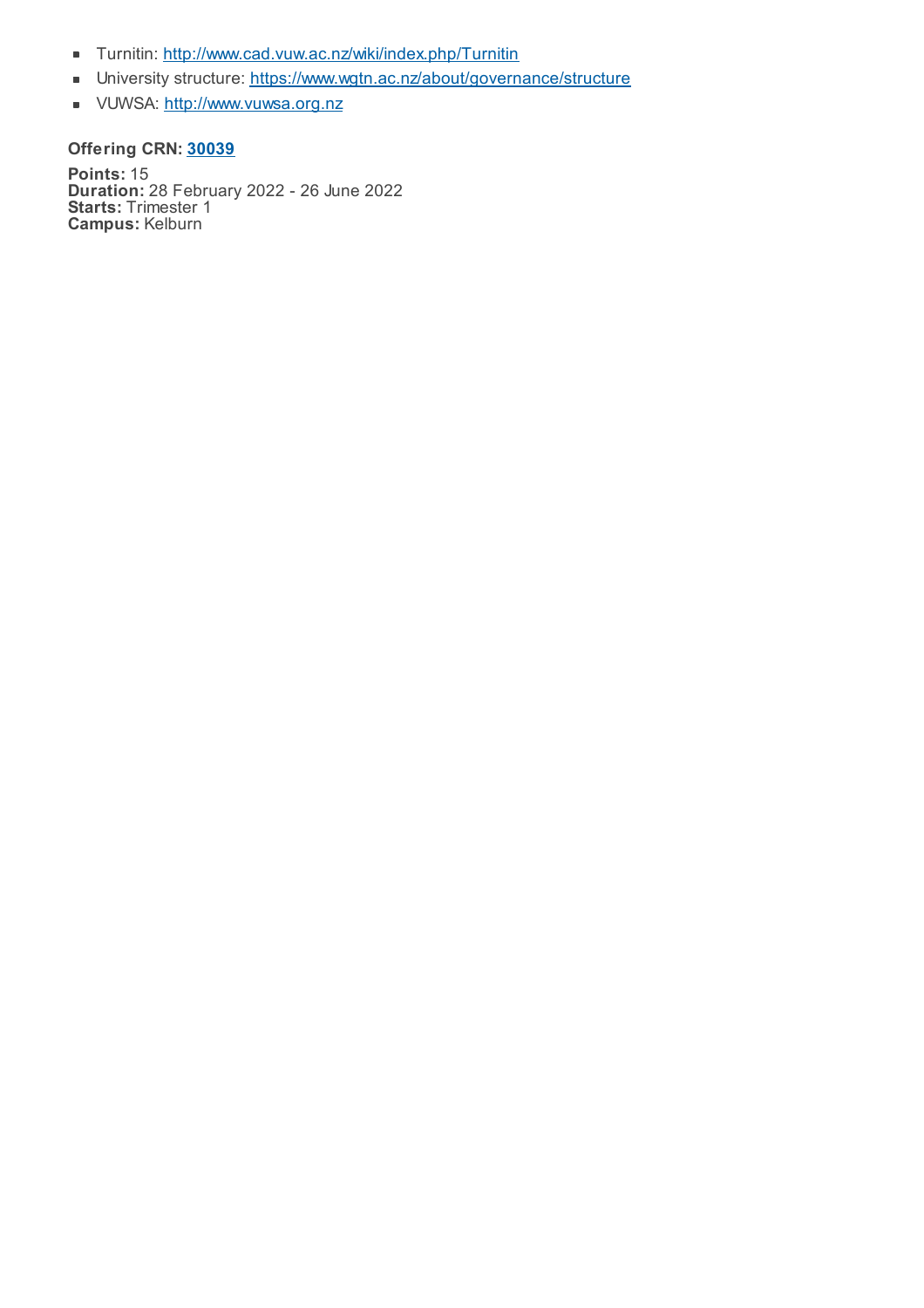- Turnitin: http://www.cad.vuw.ac.nz/wiki/index.php/Turnitin
- University structure: https://www.wgtn.ac.nz/about/governance/structure
- VUWSA: http://www.vuwsa.org.nz

### Offering CRN: 30039

**Points:** 15
**Duration:** 28 February 2022 - 26 June 2022
**Starts:** Trimester 1
**Campus:** Kelburn